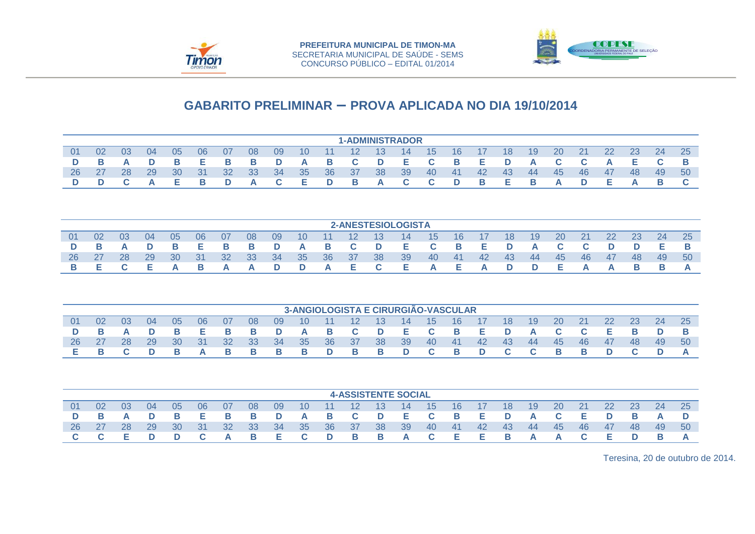PREFEITURA MUNICIPAL DE TIMON-MA
SECRETARIA MUNICIPAL DE SAÚDE - SEMS
CONCURSO PÚBLICO – EDITAL 01/2014

# GABARITO PRELIMINAR – PROVA APLICADA NO DIA 19/10/2014

## 1-ADMINISTRADOR

| 01 | 02 | 03 | 04 | 05 | 06 | 07 | 08 | 09 | 10 | 11 | 12 | 13 | 14 | 15 | 16 | 17 | 18 | 19 | 20 | 21 | 22 | 23 | 24 | 25 |
|---|---|---|---|---|---|---|---|---|---|---|---|---|---|---|---|---|---|---|---|---|---|---|---|---|
| D | B | A | D | B | E | B | B | D | A | B | C | D | E | C | B | E | D | A | C | C | A | E | C | B |
| 26 | 27 | 28 | 29 | 30 | 31 | 32 | 33 | 34 | 35 | 36 | 37 | 38 | 39 | 40 | 41 | 42 | 43 | 44 | 45 | 46 | 47 | 48 | 49 | 50 |
| D | D | C | A | E | B | D | A | C | E | D | B | A | C | C | D | B | E | B | A | D | E | A | B | C |

## 2-ANESTESIOLOGISTA

| 01 | 02 | 03 | 04 | 05 | 06 | 07 | 08 | 09 | 10 | 11 | 12 | 13 | 14 | 15 | 16 | 17 | 18 | 19 | 20 | 21 | 22 | 23 | 24 | 25 |
|---|---|---|---|---|---|---|---|---|---|---|---|---|---|---|---|---|---|---|---|---|---|---|---|---|
| D | B | A | D | B | E | B | B | D | A | B | C | D | E | C | B | E | D | A | C | C | D | D | E | B |
| 26 | 27 | 28 | 29 | 30 | 31 | 32 | 33 | 34 | 35 | 36 | 37 | 38 | 39 | 40 | 41 | 42 | 43 | 44 | 45 | 46 | 47 | 48 | 49 | 50 |
| B | E | C | E | A | B | A | A | D | D | A | E | C | E | A | E | A | D | D | E | A | A | B | B | A |

## 3-ANGIOLOGISTA E CIRURGIÃO-VASCULAR

| 01 | 02 | 03 | 04 | 05 | 06 | 07 | 08 | 09 | 10 | 11 | 12 | 13 | 14 | 15 | 16 | 17 | 18 | 19 | 20 | 21 | 22 | 23 | 24 | 25 |
|---|---|---|---|---|---|---|---|---|---|---|---|---|---|---|---|---|---|---|---|---|---|---|---|---|
| D | B | A | D | B | E | B | B | D | A | B | C | D | E | C | B | E | D | A | C | C | E | B | D | B |
| 26 | 27 | 28 | 29 | 30 | 31 | 32 | 33 | 34 | 35 | 36 | 37 | 38 | 39 | 40 | 41 | 42 | 43 | 44 | 45 | 46 | 47 | 48 | 49 | 50 |
| E | B | C | D | B | A | B | B | B | B | D | B | B | D | C | B | D | C | C | B | B | D | C | D | A |

## 4-ASSISTENTE SOCIAL

| 01 | 02 | 03 | 04 | 05 | 06 | 07 | 08 | 09 | 10 | 11 | 12 | 13 | 14 | 15 | 16 | 17 | 18 | 19 | 20 | 21 | 22 | 23 | 24 | 25 |
|---|---|---|---|---|---|---|---|---|---|---|---|---|---|---|---|---|---|---|---|---|---|---|---|---|
| D | B | A | D | B | E | B | B | D | A | B | C | D | E | C | B | E | D | A | C | E | D | B | A | D |
| 26 | 27 | 28 | 29 | 30 | 31 | 32 | 33 | 34 | 35 | 36 | 37 | 38 | 39 | 40 | 41 | 42 | 43 | 44 | 45 | 46 | 47 | 48 | 49 | 50 |
| C | C | E | D | D | C | A | B | E | C | D | B | B | A | C | E | E | B | A | A | C | E | D | B | A |

Teresina, 20 de outubro de 2014.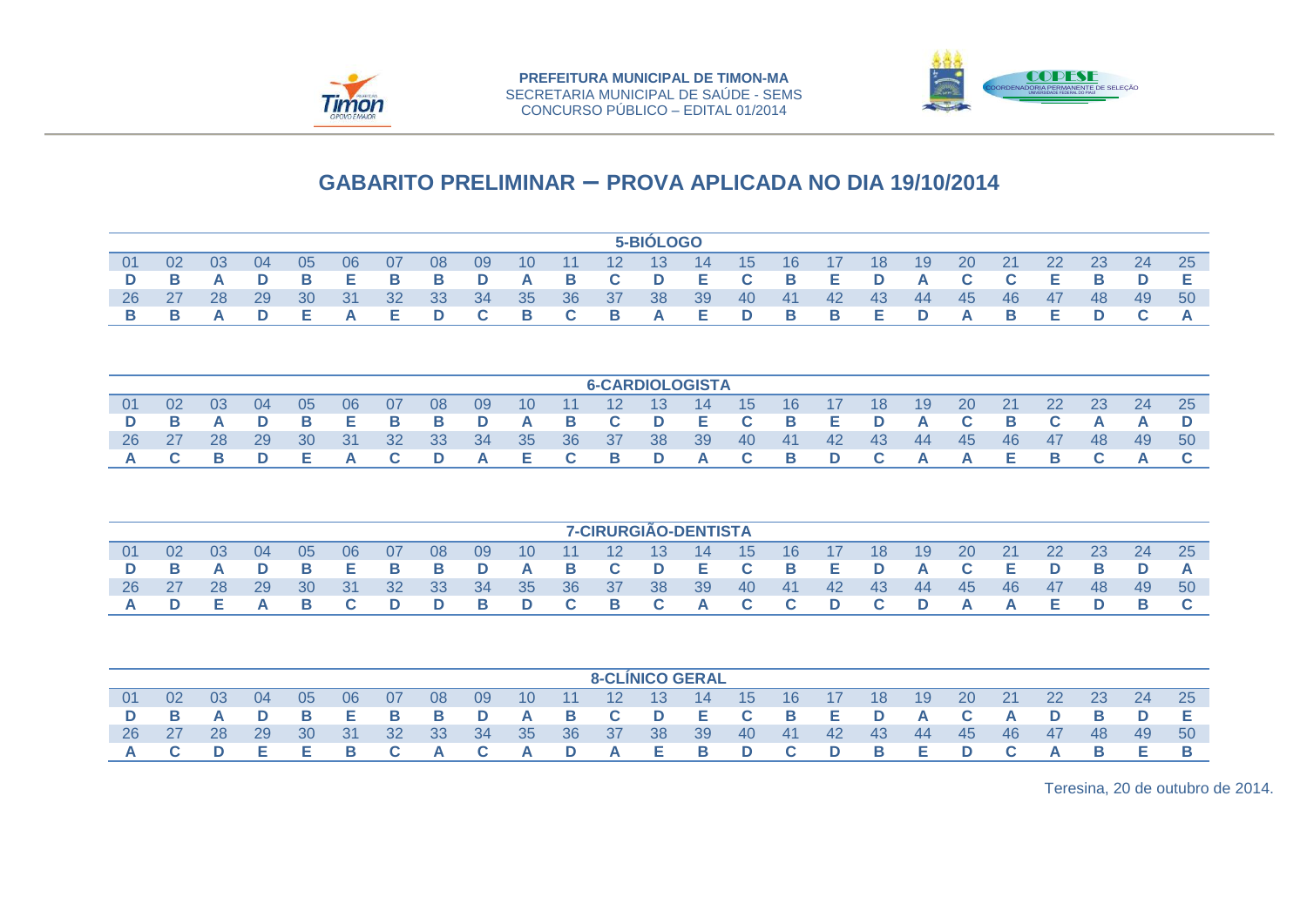PREFEITURA MUNICIPAL DE TIMON-MA
SECRETARIA MUNICIPAL DE SAÚDE - SEMS
CONCURSO PÚBLICO – EDITAL 01/2014

## GABARITO PRELIMINAR – PROVA APLICADA NO DIA 19/10/2014

### 5-BIÓLOGO

| 01 | 02 | 03 | 04 | 05 | 06 | 07 | 08 | 09 | 10 | 11 | 12 | 13 | 14 | 15 | 16 | 17 | 18 | 19 | 20 | 21 | 22 | 23 | 24 | 25 |
|---|---|---|---|---|---|---|---|---|---|---|---|---|---|---|---|---|---|---|---|---|---|---|---|---|
| D | B | A | D | B | E | B | B | D | A | B | C | D | E | C | B | E | D | A | C | C | E | B | D | E |
| **26** | **27** | **28** | **29** | **30** | **31** | **32** | **33** | **34** | **35** | **36** | **37** | **38** | **39** | **40** | **41** | **42** | **43** | **44** | **45** | **46** | **47** | **48** | **49** | **50** |
| B | B | A | D | E | A | E | D | C | B | C | B | A | E | D | B | B | E | D | A | B | E | D | C | A |

### 6-CARDIOLOGISTA

| 01 | 02 | 03 | 04 | 05 | 06 | 07 | 08 | 09 | 10 | 11 | 12 | 13 | 14 | 15 | 16 | 17 | 18 | 19 | 20 | 21 | 22 | 23 | 24 | 25 |
|---|---|---|---|---|---|---|---|---|---|---|---|---|---|---|---|---|---|---|---|---|---|---|---|---|
| D | B | A | D | B | E | B | B | D | A | B | C | D | E | C | B | E | D | A | C | B | C | A | A | D |
| **26** | **27** | **28** | **29** | **30** | **31** | **32** | **33** | **34** | **35** | **36** | **37** | **38** | **39** | **40** | **41** | **42** | **43** | **44** | **45** | **46** | **47** | **48** | **49** | **50** |
| A | C | B | D | E | A | C | D | A | E | C | B | D | A | C | B | D | C | A | A | E | B | C | A | C |

### 7-CIRURGIÃO-DENTISTA

| 01 | 02 | 03 | 04 | 05 | 06 | 07 | 08 | 09 | 10 | 11 | 12 | 13 | 14 | 15 | 16 | 17 | 18 | 19 | 20 | 21 | 22 | 23 | 24 | 25 |
|---|---|---|---|---|---|---|---|---|---|---|---|---|---|---|---|---|---|---|---|---|---|---|---|---|
| D | B | A | D | B | E | B | B | D | A | B | C | D | E | C | B | E | D | A | C | E | D | B | D | A |
| **26** | **27** | **28** | **29** | **30** | **31** | **32** | **33** | **34** | **35** | **36** | **37** | **38** | **39** | **40** | **41** | **42** | **43** | **44** | **45** | **46** | **47** | **48** | **49** | **50** |
| A | D | E | A | B | C | D | D | B | D | C | B | C | A | C | C | D | C | D | A | A | E | D | B | C |

### 8-CLÍNICO GERAL

| 01 | 02 | 03 | 04 | 05 | 06 | 07 | 08 | 09 | 10 | 11 | 12 | 13 | 14 | 15 | 16 | 17 | 18 | 19 | 20 | 21 | 22 | 23 | 24 | 25 |
|---|---|---|---|---|---|---|---|---|---|---|---|---|---|---|---|---|---|---|---|---|---|---|---|---|
| D | B | A | D | B | E | B | B | D | A | B | C | D | E | C | B | E | D | A | C | A | D | B | D | E |
| **26** | **27** | **28** | **29** | **30** | **31** | **32** | **33** | **34** | **35** | **36** | **37** | **38** | **39** | **40** | **41** | **42** | **43** | **44** | **45** | **46** | **47** | **48** | **49** | **50** |
| A | C | D | E | E | B | C | A | C | A | D | A | E | B | D | C | D | B | E | D | C | A | B | E | B |

Teresina, 20 de outubro de 2014.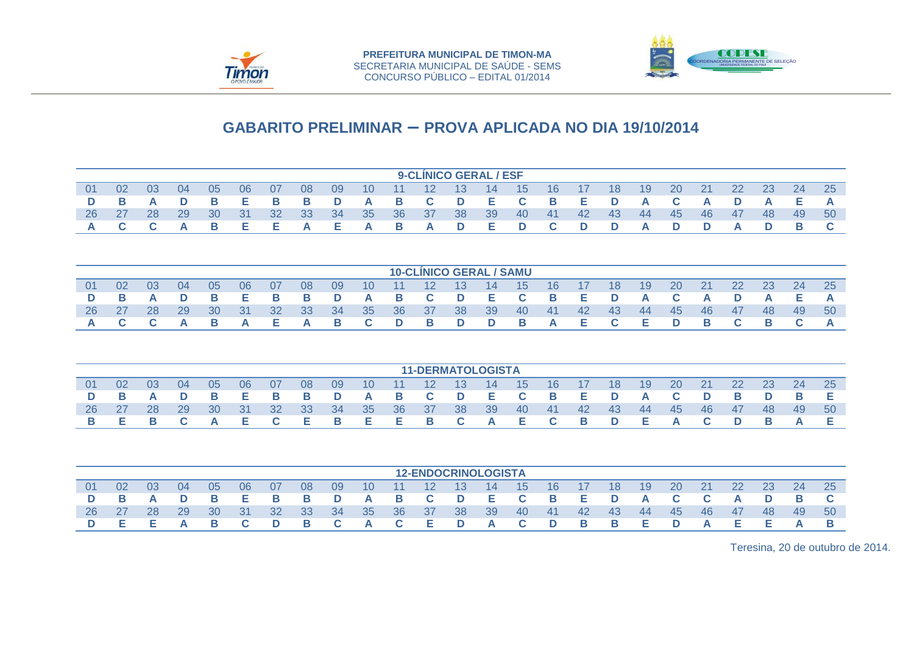PREFEITURA MUNICIPAL DE TIMON-MA
SECRETARIA MUNICIPAL DE SAÚDE - SEMS
CONCURSO PÚBLICO – EDITAL 01/2014

# GABARITO PRELIMINAR – PROVA APLICADA NO DIA 19/10/2014

## 9-CLÍNICO GERAL / ESF

| 01 | 02 | 03 | 04 | 05 | 06 | 07 | 08 | 09 | 10 | 11 | 12 | 13 | 14 | 15 | 16 | 17 | 18 | 19 | 20 | 21 | 22 | 23 | 24 | 25 |
|---|---|---|---|---|---|---|---|---|---|---|---|---|---|---|---|---|---|---|---|---|---|---|---|---|
| D | B | A | D | B | E | B | B | D | A | B | C | D | E | C | B | E | D | A | C | A | D | A | E | A |
| 26 | 27 | 28 | 29 | 30 | 31 | 32 | 33 | 34 | 35 | 36 | 37 | 38 | 39 | 40 | 41 | 42 | 43 | 44 | 45 | 46 | 47 | 48 | 49 | 50 |
| A | C | C | A | B | E | E | A | E | A | B | A | D | E | D | C | D | D | A | D | D | A | D | B | C |

## 10-CLÍNICO GERAL / SAMU

| 01 | 02 | 03 | 04 | 05 | 06 | 07 | 08 | 09 | 10 | 11 | 12 | 13 | 14 | 15 | 16 | 17 | 18 | 19 | 20 | 21 | 22 | 23 | 24 | 25 |
|---|---|---|---|---|---|---|---|---|---|---|---|---|---|---|---|---|---|---|---|---|---|---|---|---|
| D | B | A | D | B | E | B | B | D | A | B | C | D | E | C | B | E | D | A | C | A | D | A | E | A |
| 26 | 27 | 28 | 29 | 30 | 31 | 32 | 33 | 34 | 35 | 36 | 37 | 38 | 39 | 40 | 41 | 42 | 43 | 44 | 45 | 46 | 47 | 48 | 49 | 50 |
| A | C | C | A | B | A | E | A | B | C | D | B | D | D | B | A | E | C | E | D | B | C | B | C | A |

## 11-DERMATOLOGISTA

| 01 | 02 | 03 | 04 | 05 | 06 | 07 | 08 | 09 | 10 | 11 | 12 | 13 | 14 | 15 | 16 | 17 | 18 | 19 | 20 | 21 | 22 | 23 | 24 | 25 |
|---|---|---|---|---|---|---|---|---|---|---|---|---|---|---|---|---|---|---|---|---|---|---|---|---|
| D | B | A | D | B | E | B | B | D | A | B | C | D | E | C | B | E | D | A | C | D | B | D | B | E |
| 26 | 27 | 28 | 29 | 30 | 31 | 32 | 33 | 34 | 35 | 36 | 37 | 38 | 39 | 40 | 41 | 42 | 43 | 44 | 45 | 46 | 47 | 48 | 49 | 50 |
| B | E | B | C | A | E | C | E | B | E | E | B | C | A | E | C | B | D | E | A | C | D | B | A | E |

## 12-ENDOCRINOLOGISTA

| 01 | 02 | 03 | 04 | 05 | 06 | 07 | 08 | 09 | 10 | 11 | 12 | 13 | 14 | 15 | 16 | 17 | 18 | 19 | 20 | 21 | 22 | 23 | 24 | 25 |
|---|---|---|---|---|---|---|---|---|---|---|---|---|---|---|---|---|---|---|---|---|---|---|---|---|
| D | B | A | D | B | E | B | B | D | A | B | C | D | E | C | B | E | D | A | C | C | A | D | B | C |
| 26 | 27 | 28 | 29 | 30 | 31 | 32 | 33 | 34 | 35 | 36 | 37 | 38 | 39 | 40 | 41 | 42 | 43 | 44 | 45 | 46 | 47 | 48 | 49 | 50 |
| D | E | E | A | B | C | D | B | C | A | C | E | D | A | C | D | B | B | E | D | A | E | E | A | B |

Teresina, 20 de outubro de 2014.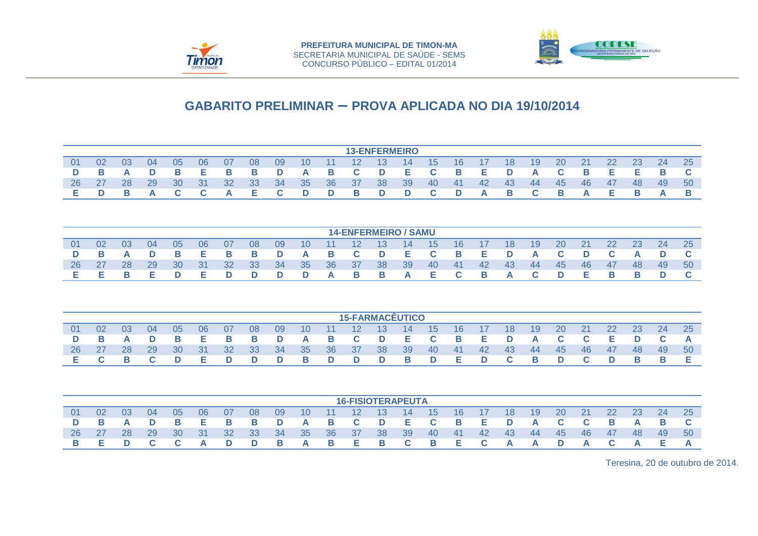PREFEITURA MUNICIPAL DE TIMON-MA
SECRETARIA MUNICIPAL DE SAÚDE - SEMS
CONCURSO PÚBLICO – EDITAL 01/2014

# GABARITO PRELIMINAR – PROVA APLICADA NO DIA 19/10/2014

## 13-ENFERMEIRO

| 01 | 02 | 03 | 04 | 05 | 06 | 07 | 08 | 09 | 10 | 11 | 12 | 13 | 14 | 15 | 16 | 17 | 18 | 19 | 20 | 21 | 22 | 23 | 24 | 25 |
|---|---|---|---|---|---|---|---|---|---|---|---|---|---|---|---|---|---|---|---|---|---|---|---|---|
| D | B | A | D | B | E | B | B | D | A | B | C | D | E | C | B | E | D | A | C | B | E | E | B | C |
| 26 | 27 | 28 | 29 | 30 | 31 | 32 | 33 | 34 | 35 | 36 | 37 | 38 | 39 | 40 | 41 | 42 | 43 | 44 | 45 | 46 | 47 | 48 | 49 | 50 |
| E | D | B | A | C | C | A | E | C | D | D | B | D | D | C | D | A | B | C | B | A | E | B | A | B |

## 14-ENFERMEIRO / SAMU

| 01 | 02 | 03 | 04 | 05 | 06 | 07 | 08 | 09 | 10 | 11 | 12 | 13 | 14 | 15 | 16 | 17 | 18 | 19 | 20 | 21 | 22 | 23 | 24 | 25 |
|---|---|---|---|---|---|---|---|---|---|---|---|---|---|---|---|---|---|---|---|---|---|---|---|---|
| D | B | A | D | B | E | B | B | D | A | B | C | D | E | C | B | E | D | A | C | D | C | A | D | C |
| 26 | 27 | 28 | 29 | 30 | 31 | 32 | 33 | 34 | 35 | 36 | 37 | 38 | 39 | 40 | 41 | 42 | 43 | 44 | 45 | 46 | 47 | 48 | 49 | 50 |
| E | E | B | E | D | E | D | D | D | D | A | B | B | A | E | C | B | A | C | D | E | B | B | D | C |

## 15-FARMACÊUTICO

| 01 | 02 | 03 | 04 | 05 | 06 | 07 | 08 | 09 | 10 | 11 | 12 | 13 | 14 | 15 | 16 | 17 | 18 | 19 | 20 | 21 | 22 | 23 | 24 | 25 |
|---|---|---|---|---|---|---|---|---|---|---|---|---|---|---|---|---|---|---|---|---|---|---|---|---|
| D | B | A | D | B | E | B | B | D | A | B | C | D | E | C | B | E | D | A | C | C | E | D | C | A |
| 26 | 27 | 28 | 29 | 30 | 31 | 32 | 33 | 34 | 35 | 36 | 37 | 38 | 39 | 40 | 41 | 42 | 43 | 44 | 45 | 46 | 47 | 48 | 49 | 50 |
| E | C | B | C | D | E | D | D | D | B | D | D | D | B | D | E | D | C | B | D | C | D | B | B | E |

## 16-FISIOTERAPEUTA

| 01 | 02 | 03 | 04 | 05 | 06 | 07 | 08 | 09 | 10 | 11 | 12 | 13 | 14 | 15 | 16 | 17 | 18 | 19 | 20 | 21 | 22 | 23 | 24 | 25 |
|---|---|---|---|---|---|---|---|---|---|---|---|---|---|---|---|---|---|---|---|---|---|---|---|---|
| D | B | A | D | B | E | B | B | D | A | B | C | D | E | C | B | E | D | A | C | C | B | A | B | C |
| 26 | 27 | 28 | 29 | 30 | 31 | 32 | 33 | 34 | 35 | 36 | 37 | 38 | 39 | 40 | 41 | 42 | 43 | 44 | 45 | 46 | 47 | 48 | 49 | 50 |
| B | E | D | C | C | A | D | D | B | A | B | E | B | C | B | E | C | A | A | D | A | C | A | E | A |

Teresina, 20 de outubro de 2014.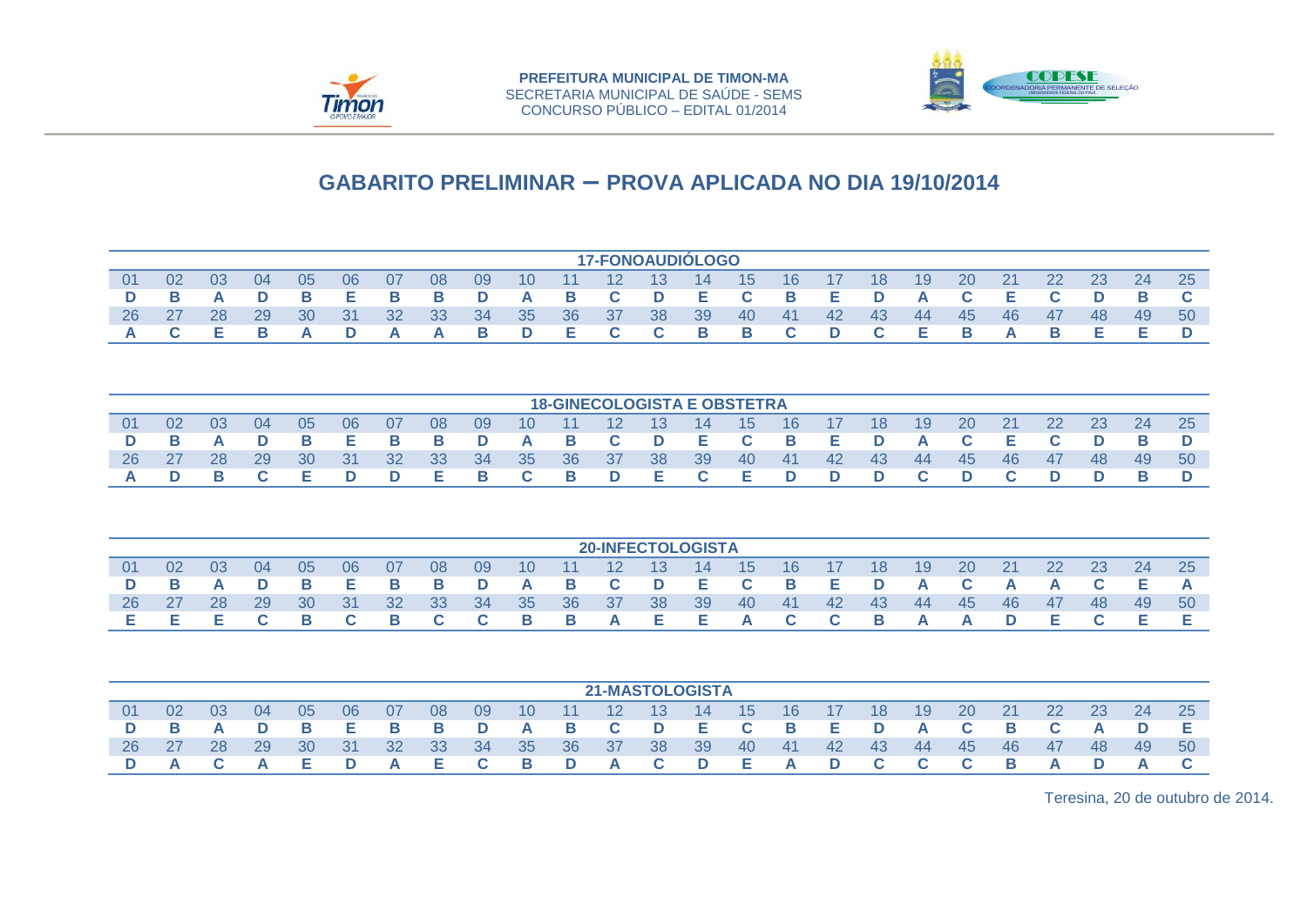PREFEITURA MUNICIPAL DE TIMON-MA
SECRETARIA MUNICIPAL DE SAÚDE - SEMS
CONCURSO PÚBLICO – EDITAL 01/2014

## GABARITO PRELIMINAR – PROVA APLICADA NO DIA 19/10/2014

### 17-FONOAUDIÓLOGO

| 01 | 02 | 03 | 04 | 05 | 06 | 07 | 08 | 09 | 10 | 11 | 12 | 13 | 14 | 15 | 16 | 17 | 18 | 19 | 20 | 21 | 22 | 23 | 24 | 25 |
|---|---|---|---|---|---|---|---|---|---|---|---|---|---|---|---|---|---|---|---|---|---|---|---|---|
| D | B | A | D | B | E | B | B | D | A | B | C | D | E | C | B | E | D | A | C | E | C | D | B | C |
| 26 | 27 | 28 | 29 | 30 | 31 | 32 | 33 | 34 | 35 | 36 | 37 | 38 | 39 | 40 | 41 | 42 | 43 | 44 | 45 | 46 | 47 | 48 | 49 | 50 |
| A | C | E | B | A | D | A | A | B | D | E | C | C | B | B | C | D | C | E | B | A | B | E | E | D |

### 18-GINECOLOGISTA E OBSTETRA

| 01 | 02 | 03 | 04 | 05 | 06 | 07 | 08 | 09 | 10 | 11 | 12 | 13 | 14 | 15 | 16 | 17 | 18 | 19 | 20 | 21 | 22 | 23 | 24 | 25 |
|---|---|---|---|---|---|---|---|---|---|---|---|---|---|---|---|---|---|---|---|---|---|---|---|---|
| D | B | A | D | B | E | B | B | D | A | B | C | D | E | C | B | E | D | A | C | E | C | D | B | D |
| 26 | 27 | 28 | 29 | 30 | 31 | 32 | 33 | 34 | 35 | 36 | 37 | 38 | 39 | 40 | 41 | 42 | 43 | 44 | 45 | 46 | 47 | 48 | 49 | 50 |
| A | D | B | C | E | D | D | E | B | C | B | D | E | C | E | D | D | D | C | D | C | D | D | B | D |

### 20-INFECTOLOGISTA

| 01 | 02 | 03 | 04 | 05 | 06 | 07 | 08 | 09 | 10 | 11 | 12 | 13 | 14 | 15 | 16 | 17 | 18 | 19 | 20 | 21 | 22 | 23 | 24 | 25 |
|---|---|---|---|---|---|---|---|---|---|---|---|---|---|---|---|---|---|---|---|---|---|---|---|---|
| D | B | A | D | B | E | B | B | D | A | B | C | D | E | C | B | E | D | A | C | A | A | C | E | A |
| 26 | 27 | 28 | 29 | 30 | 31 | 32 | 33 | 34 | 35 | 36 | 37 | 38 | 39 | 40 | 41 | 42 | 43 | 44 | 45 | 46 | 47 | 48 | 49 | 50 |
| E | E | E | C | B | C | B | C | C | B | B | A | E | E | A | C | C | B | A | A | D | E | C | E | E |

### 21-MASTOLOGISTA

| 01 | 02 | 03 | 04 | 05 | 06 | 07 | 08 | 09 | 10 | 11 | 12 | 13 | 14 | 15 | 16 | 17 | 18 | 19 | 20 | 21 | 22 | 23 | 24 | 25 |
|---|---|---|---|---|---|---|---|---|---|---|---|---|---|---|---|---|---|---|---|---|---|---|---|---|
| D | B | A | D | B | E | B | B | D | A | B | C | D | E | C | B | E | D | A | C | B | C | A | D | E |
| 26 | 27 | 28 | 29 | 30 | 31 | 32 | 33 | 34 | 35 | 36 | 37 | 38 | 39 | 40 | 41 | 42 | 43 | 44 | 45 | 46 | 47 | 48 | 49 | 50 |
| D | A | C | A | E | D | A | E | C | B | D | A | C | D | E | A | D | C | C | C | B | A | D | A | C |

Teresina, 20 de outubro de 2014.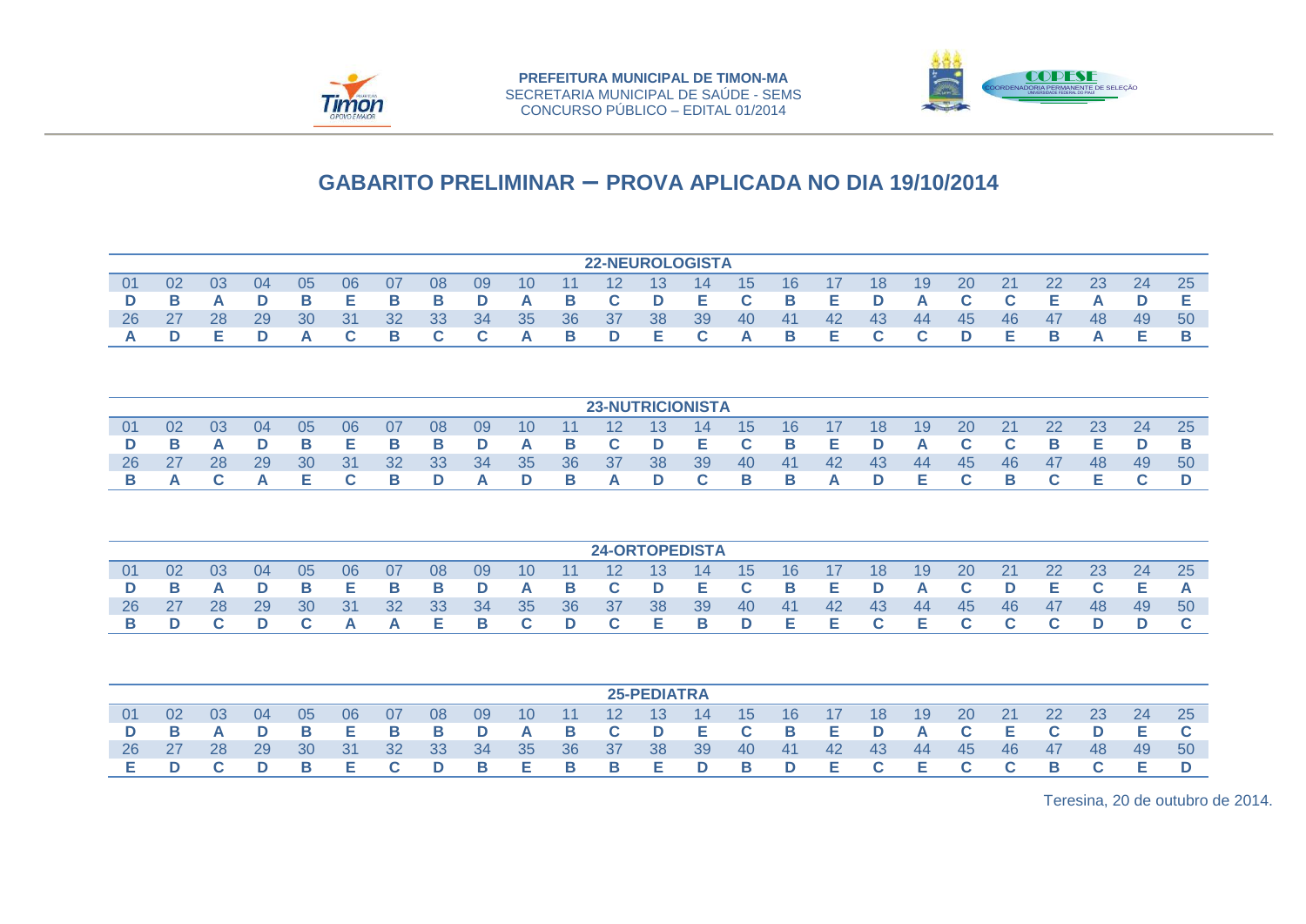PREFEITURA MUNICIPAL DE TIMON-MA
SECRETARIA MUNICIPAL DE SAÚDE - SEMS
CONCURSO PÚBLICO – EDITAL 01/2014

# GABARITO PRELIMINAR – PROVA APLICADA NO DIA 19/10/2014

## 22-NEUROLOGISTA

| 01 | 02 | 03 | 04 | 05 | 06 | 07 | 08 | 09 | 10 | 11 | 12 | 13 | 14 | 15 | 16 | 17 | 18 | 19 | 20 | 21 | 22 | 23 | 24 | 25 |
|---|---|---|---|---|---|---|---|---|---|---|---|---|---|---|---|---|---|---|---|---|---|---|---|---|
| D | B | A | D | B | E | B | B | D | A | B | C | D | E | C | B | E | D | A | C | C | E | A | D | E |
| 26 | 27 | 28 | 29 | 30 | 31 | 32 | 33 | 34 | 35 | 36 | 37 | 38 | 39 | 40 | 41 | 42 | 43 | 44 | 45 | 46 | 47 | 48 | 49 | 50 |
| A | D | E | D | A | C | B | C | C | A | B | D | E | C | A | B | E | C | C | D | E | B | A | E | B |

## 23-NUTRICIONISTA

| 01 | 02 | 03 | 04 | 05 | 06 | 07 | 08 | 09 | 10 | 11 | 12 | 13 | 14 | 15 | 16 | 17 | 18 | 19 | 20 | 21 | 22 | 23 | 24 | 25 |
|---|---|---|---|---|---|---|---|---|---|---|---|---|---|---|---|---|---|---|---|---|---|---|---|---|
| D | B | A | D | B | E | B | B | D | A | B | C | D | E | C | B | E | D | A | C | C | B | E | D | B |
| 26 | 27 | 28 | 29 | 30 | 31 | 32 | 33 | 34 | 35 | 36 | 37 | 38 | 39 | 40 | 41 | 42 | 43 | 44 | 45 | 46 | 47 | 48 | 49 | 50 |
| B | A | C | A | E | C | B | D | A | D | B | A | D | C | B | B | A | D | E | C | B | C | E | C | D |

## 24-ORTOPEDISTA

| 01 | 02 | 03 | 04 | 05 | 06 | 07 | 08 | 09 | 10 | 11 | 12 | 13 | 14 | 15 | 16 | 17 | 18 | 19 | 20 | 21 | 22 | 23 | 24 | 25 |
|---|---|---|---|---|---|---|---|---|---|---|---|---|---|---|---|---|---|---|---|---|---|---|---|---|
| D | B | A | D | B | E | B | B | D | A | B | C | D | E | C | B | E | D | A | C | D | E | C | E | A |
| 26 | 27 | 28 | 29 | 30 | 31 | 32 | 33 | 34 | 35 | 36 | 37 | 38 | 39 | 40 | 41 | 42 | 43 | 44 | 45 | 46 | 47 | 48 | 49 | 50 |
| B | D | C | D | C | A | A | E | B | C | D | C | E | B | D | E | E | C | E | C | C | C | D | D | C |

## 25-PEDIATRA

| 01 | 02 | 03 | 04 | 05 | 06 | 07 | 08 | 09 | 10 | 11 | 12 | 13 | 14 | 15 | 16 | 17 | 18 | 19 | 20 | 21 | 22 | 23 | 24 | 25 |
|---|---|---|---|---|---|---|---|---|---|---|---|---|---|---|---|---|---|---|---|---|---|---|---|---|
| D | B | A | D | B | E | B | B | D | A | B | C | D | E | C | B | E | D | A | C | E | C | D | E | C |
| 26 | 27 | 28 | 29 | 30 | 31 | 32 | 33 | 34 | 35 | 36 | 37 | 38 | 39 | 40 | 41 | 42 | 43 | 44 | 45 | 46 | 47 | 48 | 49 | 50 |
| E | D | C | D | B | E | C | D | B | E | B | B | E | D | B | D | E | C | E | C | C | B | C | E | D |

Teresina, 20 de outubro de 2014.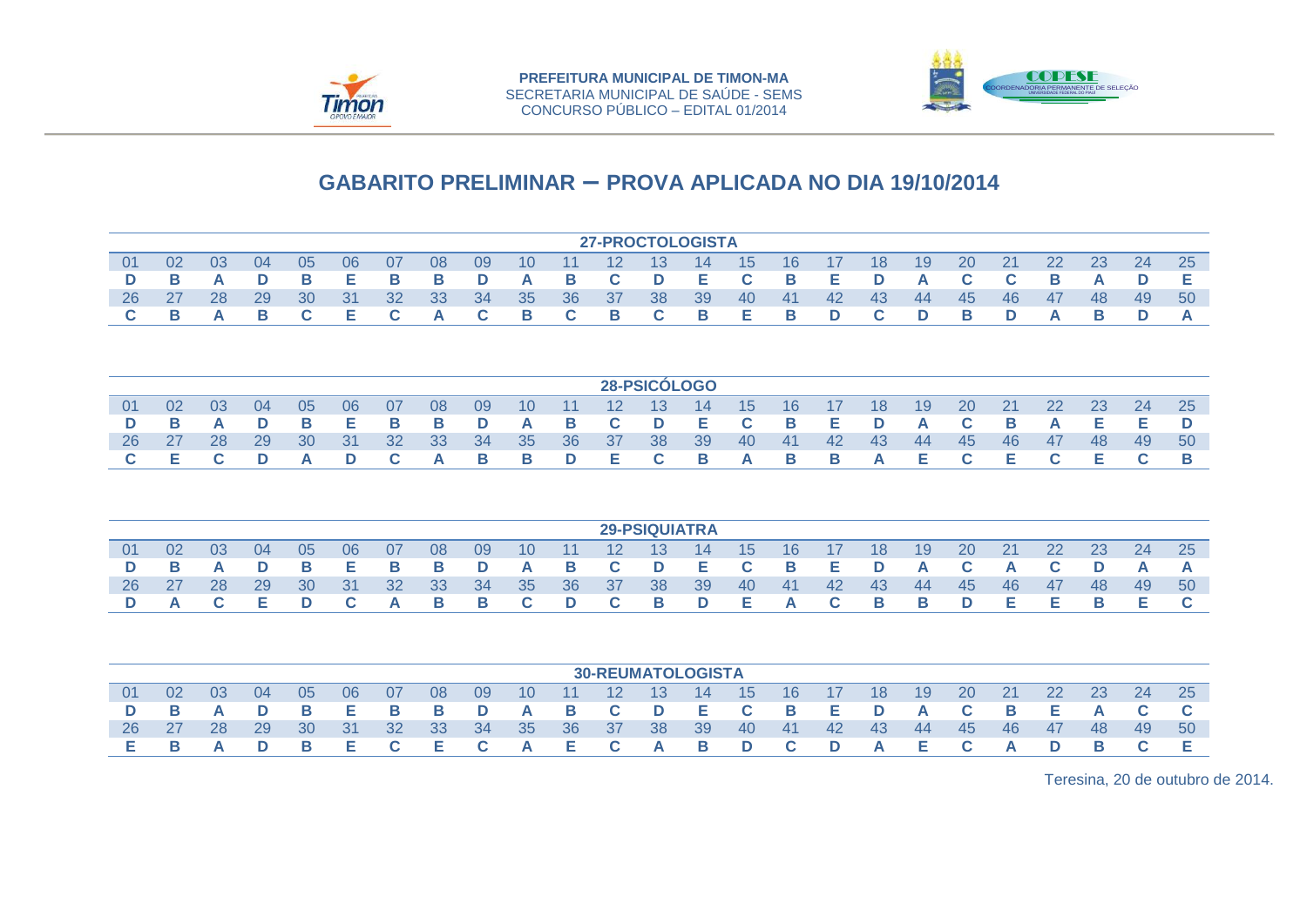PREFEITURA MUNICIPAL DE TIMON-MA
SECRETARIA MUNICIPAL DE SAÚDE - SEMS
CONCURSO PÚBLICO – EDITAL 01/2014

# GABARITO PRELIMINAR – PROVA APLICADA NO DIA 19/10/2014

## 27-PROCTOLOGISTA

| 01 | 02 | 03 | 04 | 05 | 06 | 07 | 08 | 09 | 10 | 11 | 12 | 13 | 14 | 15 | 16 | 17 | 18 | 19 | 20 | 21 | 22 | 23 | 24 | 25 |
|---|---|---|---|---|---|---|---|---|---|---|---|---|---|---|---|---|---|---|---|---|---|---|---|---|
| D | B | A | D | B | E | B | B | D | A | B | C | D | E | C | B | E | D | A | C | C | B | A | D | E |
| 26 | 27 | 28 | 29 | 30 | 31 | 32 | 33 | 34 | 35 | 36 | 37 | 38 | 39 | 40 | 41 | 42 | 43 | 44 | 45 | 46 | 47 | 48 | 49 | 50 |
| C | B | A | B | C | E | C | A | C | B | C | B | C | B | E | B | D | C | D | B | D | A | B | D | A |

## 28-PSICÓLOGO

| 01 | 02 | 03 | 04 | 05 | 06 | 07 | 08 | 09 | 10 | 11 | 12 | 13 | 14 | 15 | 16 | 17 | 18 | 19 | 20 | 21 | 22 | 23 | 24 | 25 |
|---|---|---|---|---|---|---|---|---|---|---|---|---|---|---|---|---|---|---|---|---|---|---|---|---|
| D | B | A | D | B | E | B | B | D | A | B | C | D | E | C | B | E | D | A | C | B | A | E | E | D |
| 26 | 27 | 28 | 29 | 30 | 31 | 32 | 33 | 34 | 35 | 36 | 37 | 38 | 39 | 40 | 41 | 42 | 43 | 44 | 45 | 46 | 47 | 48 | 49 | 50 |
| C | E | C | D | A | D | C | A | B | B | D | E | C | B | A | B | B | A | E | C | E | C | E | C | B |

## 29-PSIQUIATRA

| 01 | 02 | 03 | 04 | 05 | 06 | 07 | 08 | 09 | 10 | 11 | 12 | 13 | 14 | 15 | 16 | 17 | 18 | 19 | 20 | 21 | 22 | 23 | 24 | 25 |
|---|---|---|---|---|---|---|---|---|---|---|---|---|---|---|---|---|---|---|---|---|---|---|---|---|
| D | B | A | D | B | E | B | B | D | A | B | C | D | E | C | B | E | D | A | C | A | C | D | A | A |
| 26 | 27 | 28 | 29 | 30 | 31 | 32 | 33 | 34 | 35 | 36 | 37 | 38 | 39 | 40 | 41 | 42 | 43 | 44 | 45 | 46 | 47 | 48 | 49 | 50 |
| D | A | C | E | D | C | A | B | B | C | D | C | B | D | E | A | C | B | B | D | E | E | B | E | C |

## 30-REUMATOLOGISTA

| 01 | 02 | 03 | 04 | 05 | 06 | 07 | 08 | 09 | 10 | 11 | 12 | 13 | 14 | 15 | 16 | 17 | 18 | 19 | 20 | 21 | 22 | 23 | 24 | 25 |
|---|---|---|---|---|---|---|---|---|---|---|---|---|---|---|---|---|---|---|---|---|---|---|---|---|
| D | B | A | D | B | E | B | B | D | A | B | C | D | E | C | B | E | D | A | C | B | E | A | C | C |
| 26 | 27 | 28 | 29 | 30 | 31 | 32 | 33 | 34 | 35 | 36 | 37 | 38 | 39 | 40 | 41 | 42 | 43 | 44 | 45 | 46 | 47 | 48 | 49 | 50 |
| E | B | A | D | B | E | C | E | C | A | E | C | A | B | D | C | D | A | E | C | A | D | B | C | E |

Teresina, 20 de outubro de 2014.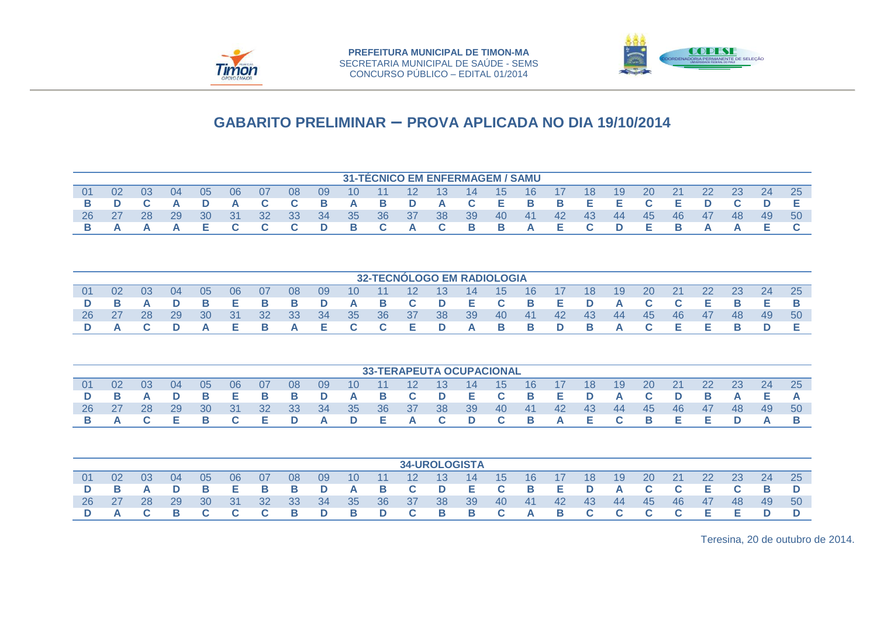**PREFEITURA MUNICIPAL DE TIMON-MA**
SECRETARIA MUNICIPAL DE SAÚDE - SEMS
CONCURSO PÚBLICO – EDITAL 01/2014

## GABARITO PRELIMINAR – PROVA APLICADA NO DIA 19/10/2014

**31-TÉCNICO EM ENFERMAGEM / SAMU**

| 01 | 02 | 03 | 04 | 05 | 06 | 07 | 08 | 09 | 10 | 11 | 12 | 13 | 14 | 15 | 16 | 17 | 18 | 19 | 20 | 21 | 22 | 23 | 24 | 25 |
|---|---|---|---|---|---|---|---|---|---|---|---|---|---|---|---|---|---|---|---|---|---|---|---|---|
| B | D | C | A | D | A | C | C | B | A | B | D | A | C | E | B | B | E | E | C | E | D | C | D | E |
| 26 | 27 | 28 | 29 | 30 | 31 | 32 | 33 | 34 | 35 | 36 | 37 | 38 | 39 | 40 | 41 | 42 | 43 | 44 | 45 | 46 | 47 | 48 | 49 | 50 |
| B | A | A | A | E | C | C | C | D | B | C | A | C | B | B | A | E | C | D | E | B | A | A | E | C |

**32-TECNÓLOGO EM RADIOLOGIA**

| 01 | 02 | 03 | 04 | 05 | 06 | 07 | 08 | 09 | 10 | 11 | 12 | 13 | 14 | 15 | 16 | 17 | 18 | 19 | 20 | 21 | 22 | 23 | 24 | 25 |
|---|---|---|---|---|---|---|---|---|---|---|---|---|---|---|---|---|---|---|---|---|---|---|---|---|
| D | B | A | D | B | E | B | B | D | A | B | C | D | E | C | B | E | D | A | C | C | E | B | E | B |
| 26 | 27 | 28 | 29 | 30 | 31 | 32 | 33 | 34 | 35 | 36 | 37 | 38 | 39 | 40 | 41 | 42 | 43 | 44 | 45 | 46 | 47 | 48 | 49 | 50 |
| D | A | C | D | A | E | B | A | E | C | C | E | D | A | B | B | D | B | A | C | E | E | B | D | E |

**33-TERAPEUTA OCUPACIONAL**

| 01 | 02 | 03 | 04 | 05 | 06 | 07 | 08 | 09 | 10 | 11 | 12 | 13 | 14 | 15 | 16 | 17 | 18 | 19 | 20 | 21 | 22 | 23 | 24 | 25 |
|---|---|---|---|---|---|---|---|---|---|---|---|---|---|---|---|---|---|---|---|---|---|---|---|---|
| D | B | A | D | B | E | B | B | D | A | B | C | D | E | C | B | E | D | A | C | D | B | A | E | A |
| 26 | 27 | 28 | 29 | 30 | 31 | 32 | 33 | 34 | 35 | 36 | 37 | 38 | 39 | 40 | 41 | 42 | 43 | 44 | 45 | 46 | 47 | 48 | 49 | 50 |
| B | A | C | E | B | C | E | D | A | D | E | A | C | D | C | B | A | E | C | B | E | E | D | A | B |

**34-UROLOGISTA**

| 01 | 02 | 03 | 04 | 05 | 06 | 07 | 08 | 09 | 10 | 11 | 12 | 13 | 14 | 15 | 16 | 17 | 18 | 19 | 20 | 21 | 22 | 23 | 24 | 25 |
|---|---|---|---|---|---|---|---|---|---|---|---|---|---|---|---|---|---|---|---|---|---|---|---|---|
| D | B | A | D | B | E | B | B | D | A | B | C | D | E | C | B | E | D | A | C | C | E | C | B | D |
| 26 | 27 | 28 | 29 | 30 | 31 | 32 | 33 | 34 | 35 | 36 | 37 | 38 | 39 | 40 | 41 | 42 | 43 | 44 | 45 | 46 | 47 | 48 | 49 | 50 |
| D | A | C | B | C | C | C | B | D | B | D | C | B | B | C | A | B | C | C | C | C | E | E | D | D |

Teresina, 20 de outubro de 2014.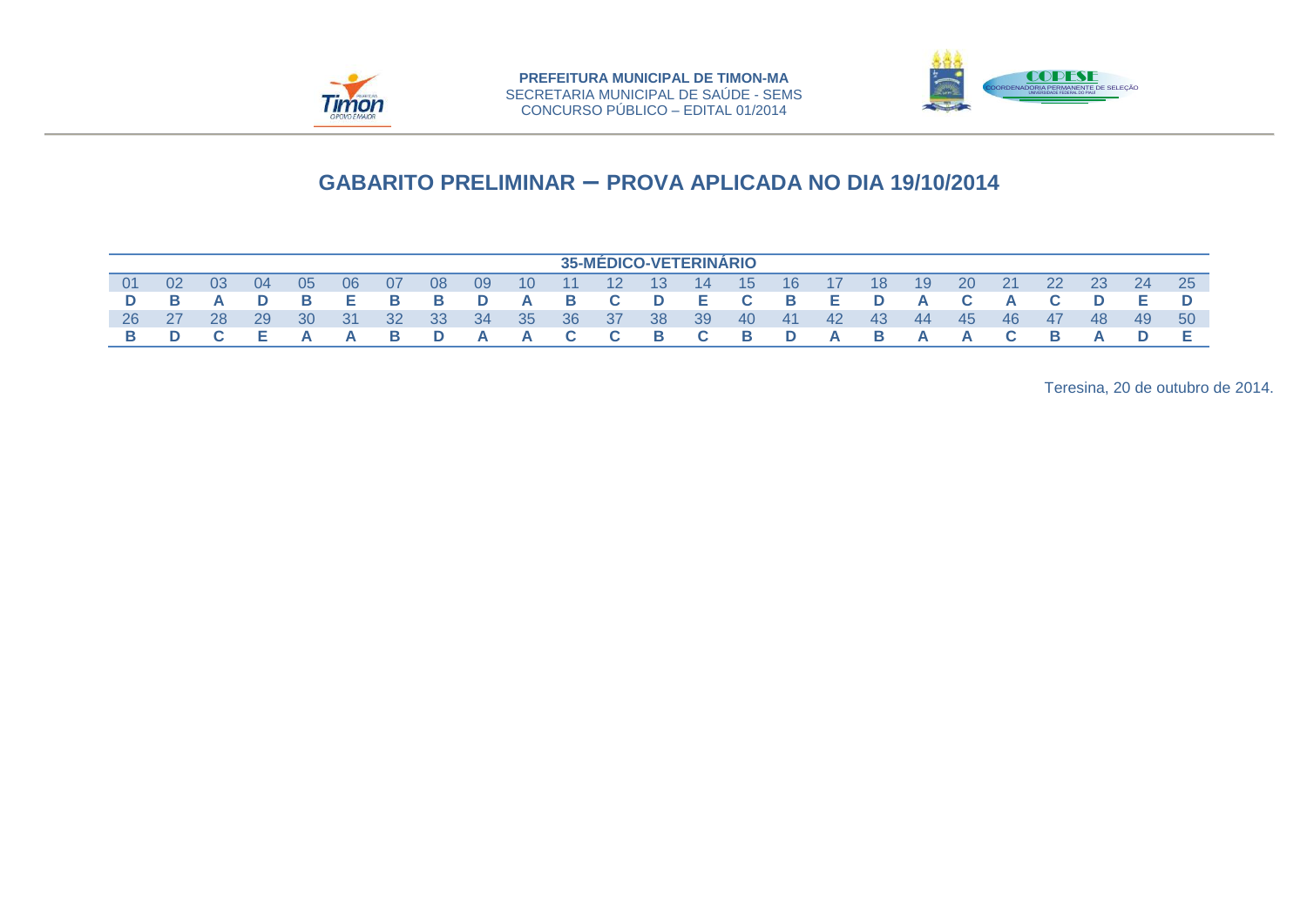PREFEITURA MUNICIPAL DE TIMON-MA
SECRETARIA MUNICIPAL DE SAÚDE - SEMS
CONCURSO PÚBLICO – EDITAL 01/2014

## GABARITO PRELIMINAR – PROVA APLICADA NO DIA 19/10/2014

**35-MÉDICO-VETERINÁRIO**

| 01 | 02 | 03 | 04 | 05 | 06 | 07 | 08 | 09 | 10 | 11 | 12 | 13 | 14 | 15 | 16 | 17 | 18 | 19 | 20 | 21 | 22 | 23 | 24 | 25 |
|---|---|---|---|---|---|---|---|---|---|---|---|---|---|---|---|---|---|---|---|---|---|---|---|---|
| D | B | A | D | B | E | B | B | D | A | B | C | D | E | C | B | E | D | A | C | A | C | D | E | D |
| 26 | 27 | 28 | 29 | 30 | 31 | 32 | 33 | 34 | 35 | 36 | 37 | 38 | 39 | 40 | 41 | 42 | 43 | 44 | 45 | 46 | 47 | 48 | 49 | 50 |
| B | D | C | E | A | A | B | D | A | A | C | C | B | C | B | D | A | B | A | A | C | B | A | D | E |

Teresina, 20 de outubro de 2014.